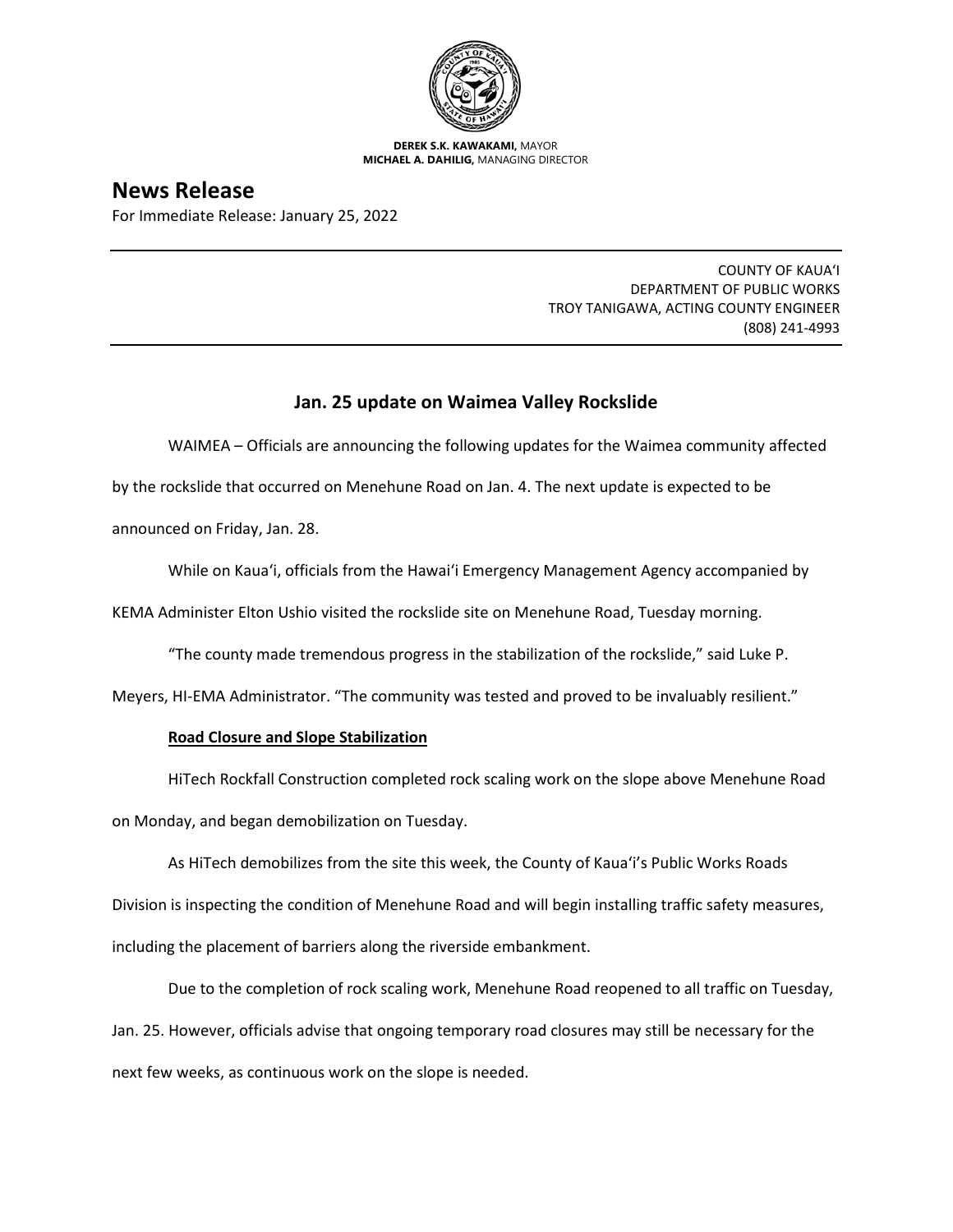**DEREK S.K. KAWAKAMI,** MAYOR
**MICHAEL A. DAHILIG,** MANAGING DIRECTOR

# News Release

For Immediate Release: January 25, 2022

---

COUNTY OF KAUAʻI
DEPARTMENT OF PUBLIC WORKS
TROY TANIGAWA, ACTING COUNTY ENGINEER
(808) 241-4993

---

## Jan. 25 update on Waimea Valley Rockslide

WAIMEA – Officials are announcing the following updates for the Waimea community affected by the rockslide that occurred on Menehune Road on Jan. 4. The next update is expected to be announced on Friday, Jan. 28.

While on Kauaʻi, officials from the Hawaiʻi Emergency Management Agency accompanied by KEMA Administer Elton Ushio visited the rockslide site on Menehune Road, Tuesday morning.

"The county made tremendous progress in the stabilization of the rockslide," said Luke P. Meyers, HI-EMA Administrator. "The community was tested and proved to be invaluably resilient."

**Road Closure and Slope Stabilization**

HiTech Rockfall Construction completed rock scaling work on the slope above Menehune Road on Monday, and began demobilization on Tuesday.

As HiTech demobilizes from the site this week, the County of Kauaʻi's Public Works Roads Division is inspecting the condition of Menehune Road and will begin installing traffic safety measures, including the placement of barriers along the riverside embankment.

Due to the completion of rock scaling work, Menehune Road reopened to all traffic on Tuesday, Jan. 25. However, officials advise that ongoing temporary road closures may still be necessary for the next few weeks, as continuous work on the slope is needed.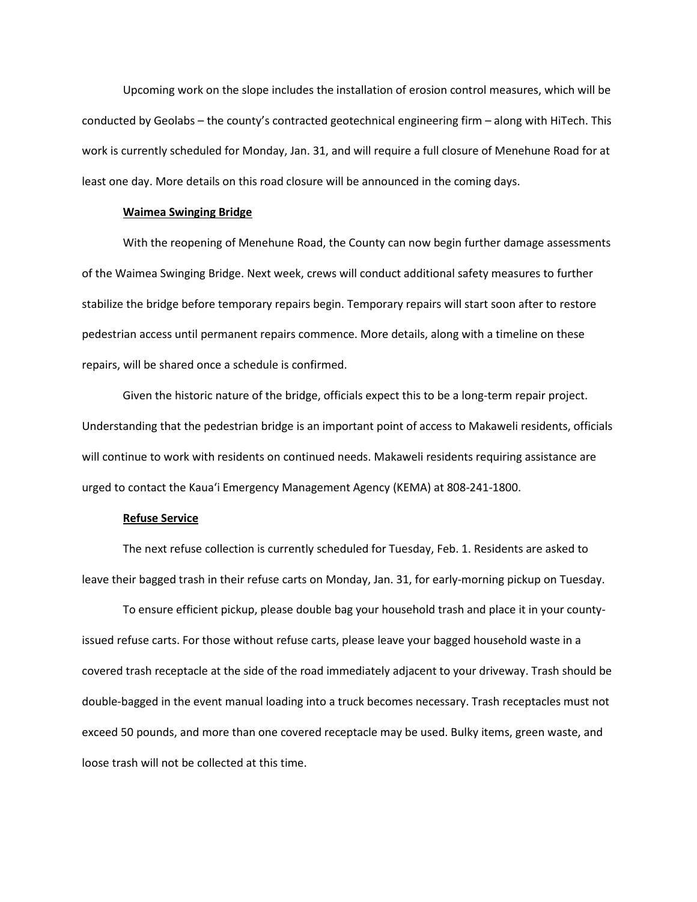Upcoming work on the slope includes the installation of erosion control measures, which will be conducted by Geolabs – the county's contracted geotechnical engineering firm – along with HiTech. This work is currently scheduled for Monday, Jan. 31, and will require a full closure of Menehune Road for at least one day. More details on this road closure will be announced in the coming days.

**Waimea Swinging Bridge**

With the reopening of Menehune Road, the County can now begin further damage assessments of the Waimea Swinging Bridge. Next week, crews will conduct additional safety measures to further stabilize the bridge before temporary repairs begin. Temporary repairs will start soon after to restore pedestrian access until permanent repairs commence. More details, along with a timeline on these repairs, will be shared once a schedule is confirmed.

Given the historic nature of the bridge, officials expect this to be a long-term repair project. Understanding that the pedestrian bridge is an important point of access to Makaweli residents, officials will continue to work with residents on continued needs. Makaweli residents requiring assistance are urged to contact the Kaua'i Emergency Management Agency (KEMA) at 808-241-1800.

**Refuse Service**

The next refuse collection is currently scheduled for Tuesday, Feb. 1. Residents are asked to leave their bagged trash in their refuse carts on Monday, Jan. 31, for early-morning pickup on Tuesday.

To ensure efficient pickup, please double bag your household trash and place it in your county-issued refuse carts. For those without refuse carts, please leave your bagged household waste in a covered trash receptacle at the side of the road immediately adjacent to your driveway. Trash should be double-bagged in the event manual loading into a truck becomes necessary. Trash receptacles must not exceed 50 pounds, and more than one covered receptacle may be used. Bulky items, green waste, and loose trash will not be collected at this time.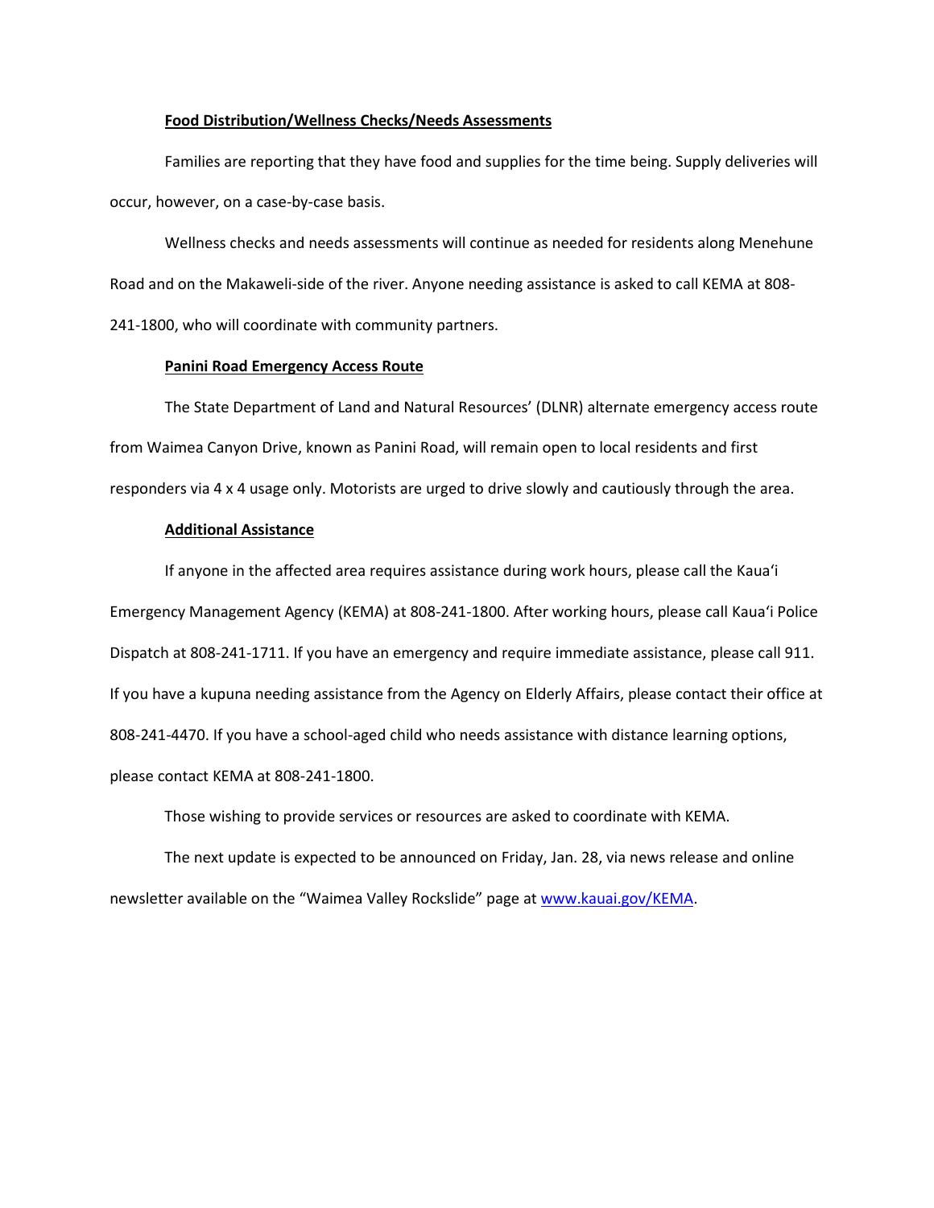**Food Distribution/Wellness Checks/Needs Assessments**

Families are reporting that they have food and supplies for the time being. Supply deliveries will occur, however, on a case-by-case basis.

Wellness checks and needs assessments will continue as needed for residents along Menehune Road and on the Makaweli-side of the river. Anyone needing assistance is asked to call KEMA at 808-241-1800, who will coordinate with community partners.

**Panini Road Emergency Access Route**

The State Department of Land and Natural Resources' (DLNR) alternate emergency access route from Waimea Canyon Drive, known as Panini Road, will remain open to local residents and first responders via 4 x 4 usage only. Motorists are urged to drive slowly and cautiously through the area.

**Additional Assistance**

If anyone in the affected area requires assistance during work hours, please call the Kaua'i Emergency Management Agency (KEMA) at 808-241-1800. After working hours, please call Kaua'i Police Dispatch at 808-241-1711. If you have an emergency and require immediate assistance, please call 911. If you have a kupuna needing assistance from the Agency on Elderly Affairs, please contact their office at 808-241-4470. If you have a school-aged child who needs assistance with distance learning options, please contact KEMA at 808-241-1800.

Those wishing to provide services or resources are asked to coordinate with KEMA.

The next update is expected to be announced on Friday, Jan. 28, via news release and online newsletter available on the "Waimea Valley Rockslide" page at [www.kauai.gov/KEMA](http://www.kauai.gov/KEMA).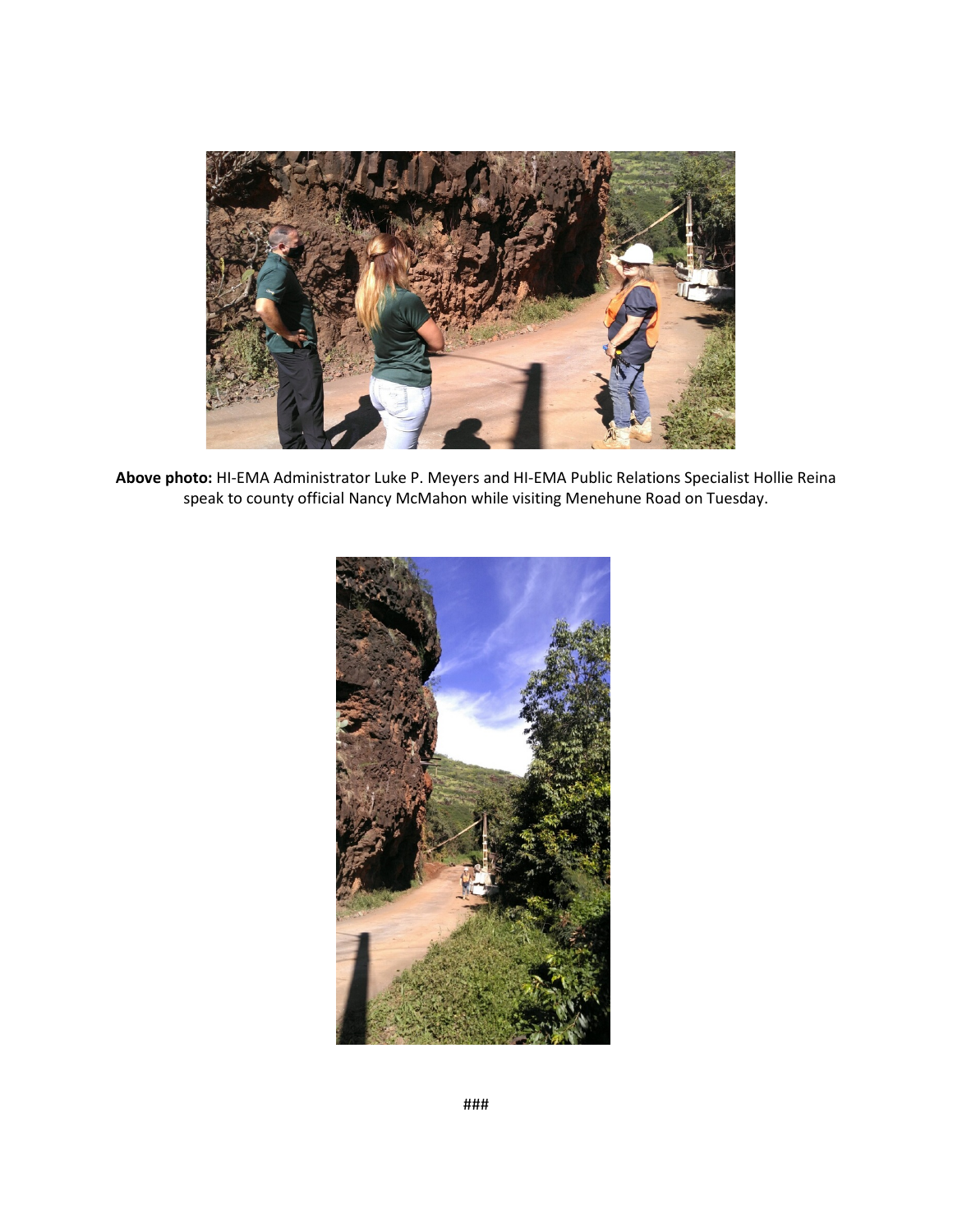**Above photo:** HI-EMA Administrator Luke P. Meyers and HI-EMA Public Relations Specialist Hollie Reina speak to county official Nancy McMahon while visiting Menehune Road on Tuesday.

###